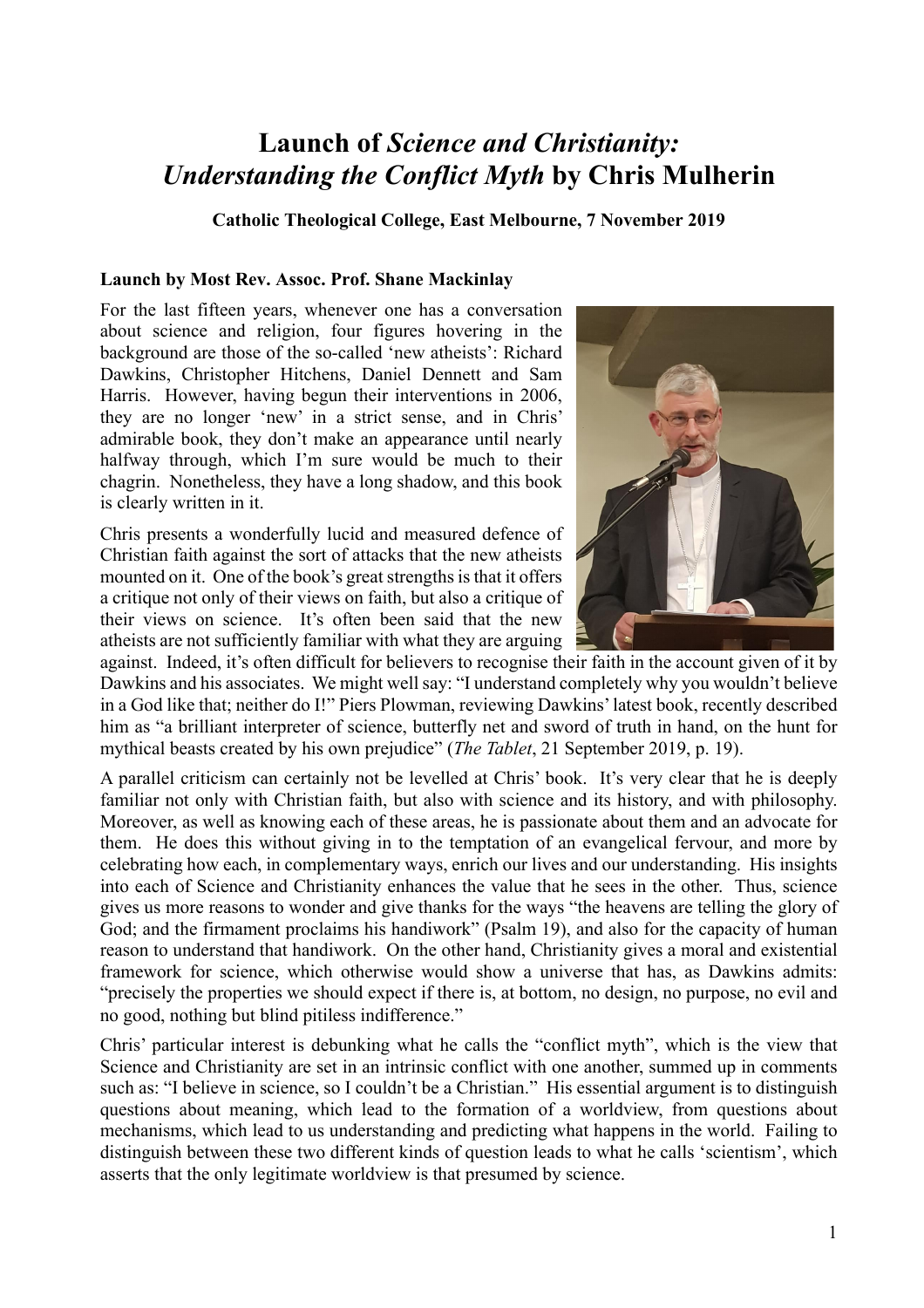# Launch of *Science and Christianity: Understanding the Conflict Myth* by Chris Mulherin

**Catholic Theological College, East Melbourne, 7 November 2019**

**Launch by Most Rev. Assoc. Prof. Shane Mackinlay**

For the last fifteen years, whenever one has a conversation about science and religion, four figures hovering in the background are those of the so-called 'new atheists': Richard Dawkins, Christopher Hitchens, Daniel Dennett and Sam Harris. However, having begun their interventions in 2006, they are no longer 'new' in a strict sense, and in Chris' admirable book, they don't make an appearance until nearly halfway through, which I'm sure would be much to their chagrin. Nonetheless, they have a long shadow, and this book is clearly written in it.

Chris presents a wonderfully lucid and measured defence of Christian faith against the sort of attacks that the new atheists mounted on it. One of the book's great strengths is that it offers a critique not only of their views on faith, but also a critique of their views on science. It's often been said that the new atheists are not sufficiently familiar with what they are arguing against. Indeed, it's often difficult for believers to recognise their faith in the account given of it by Dawkins and his associates. We might well say: "I understand completely why you wouldn't believe in a God like that; neither do I!" Piers Plowman, reviewing Dawkins' latest book, recently described him as "a brilliant interpreter of science, butterfly net and sword of truth in hand, on the hunt for mythical beasts created by his own prejudice" (*The Tablet*, 21 September 2019, p. 19).

A parallel criticism can certainly not be levelled at Chris' book. It's very clear that he is deeply familiar not only with Christian faith, but also with science and its history, and with philosophy. Moreover, as well as knowing each of these areas, he is passionate about them and an advocate for them. He does this without giving in to the temptation of an evangelical fervour, and more by celebrating how each, in complementary ways, enrich our lives and our understanding. His insights into each of Science and Christianity enhances the value that he sees in the other. Thus, science gives us more reasons to wonder and give thanks for the ways "the heavens are telling the glory of God; and the firmament proclaims his handiwork" (Psalm 19), and also for the capacity of human reason to understand that handiwork. On the other hand, Christianity gives a moral and existential framework for science, which otherwise would show a universe that has, as Dawkins admits: "precisely the properties we should expect if there is, at bottom, no design, no purpose, no evil and no good, nothing but blind pitiless indifference."

Chris' particular interest is debunking what he calls the "conflict myth", which is the view that Science and Christianity are set in an intrinsic conflict with one another, summed up in comments such as: "I believe in science, so I couldn't be a Christian." His essential argument is to distinguish questions about meaning, which lead to the formation of a worldview, from questions about mechanisms, which lead to us understanding and predicting what happens in the world. Failing to distinguish between these two different kinds of question leads to what he calls 'scientism', which asserts that the only legitimate worldview is that presumed by science.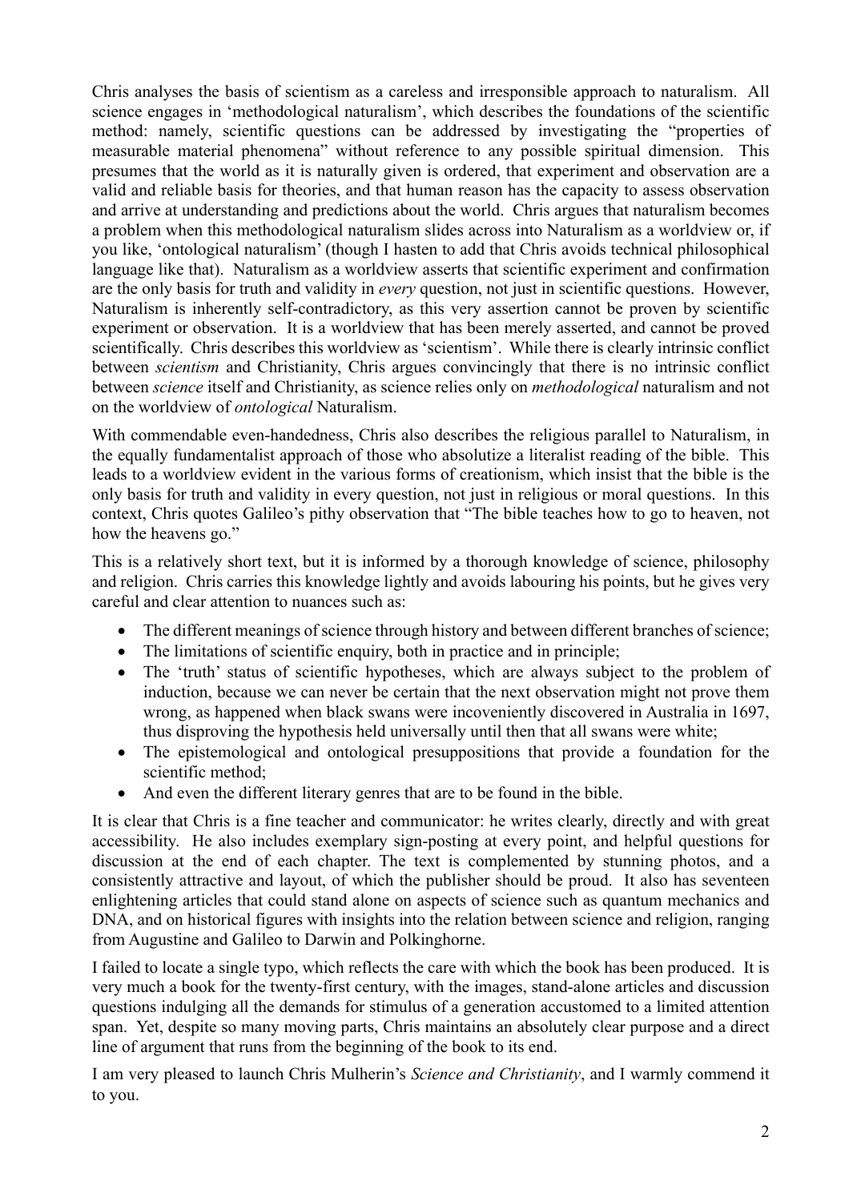Chris analyses the basis of scientism as a careless and irresponsible approach to naturalism. All science engages in 'methodological naturalism', which describes the foundations of the scientific method: namely, scientific questions can be addressed by investigating the "properties of measurable material phenomena" without reference to any possible spiritual dimension. This presumes that the world as it is naturally given is ordered, that experiment and observation are a valid and reliable basis for theories, and that human reason has the capacity to assess observation and arrive at understanding and predictions about the world. Chris argues that naturalism becomes a problem when this methodological naturalism slides across into Naturalism as a worldview or, if you like, 'ontological naturalism' (though I hasten to add that Chris avoids technical philosophical language like that). Naturalism as a worldview asserts that scientific experiment and confirmation are the only basis for truth and validity in *every* question, not just in scientific questions. However, Naturalism is inherently self-contradictory, as this very assertion cannot be proven by scientific experiment or observation. It is a worldview that has been merely asserted, and cannot be proved scientifically. Chris describes this worldview as 'scientism'. While there is clearly intrinsic conflict between *scientism* and Christianity, Chris argues convincingly that there is no intrinsic conflict between *science* itself and Christianity, as science relies only on *methodological* naturalism and not on the worldview of *ontological* Naturalism.

With commendable even-handedness, Chris also describes the religious parallel to Naturalism, in the equally fundamentalist approach of those who absolutize a literalist reading of the bible. This leads to a worldview evident in the various forms of creationism, which insist that the bible is the only basis for truth and validity in every question, not just in religious or moral questions. In this context, Chris quotes Galileo's pithy observation that "The bible teaches how to go to heaven, not how the heavens go."

This is a relatively short text, but it is informed by a thorough knowledge of science, philosophy and religion. Chris carries this knowledge lightly and avoids labouring his points, but he gives very careful and clear attention to nuances such as:

- The different meanings of science through history and between different branches of science;
- The limitations of scientific enquiry, both in practice and in principle;
- The 'truth' status of scientific hypotheses, which are always subject to the problem of induction, because we can never be certain that the next observation might not prove them wrong, as happened when black swans were incoveniently discovered in Australia in 1697, thus disproving the hypothesis held universally until then that all swans were white;
- The epistemological and ontological presuppositions that provide a foundation for the scientific method;
- And even the different literary genres that are to be found in the bible.

It is clear that Chris is a fine teacher and communicator: he writes clearly, directly and with great accessibility. He also includes exemplary sign-posting at every point, and helpful questions for discussion at the end of each chapter. The text is complemented by stunning photos, and a consistently attractive and layout, of which the publisher should be proud. It also has seventeen enlightening articles that could stand alone on aspects of science such as quantum mechanics and DNA, and on historical figures with insights into the relation between science and religion, ranging from Augustine and Galileo to Darwin and Polkinghorne.

I failed to locate a single typo, which reflects the care with which the book has been produced. It is very much a book for the twenty-first century, with the images, stand-alone articles and discussion questions indulging all the demands for stimulus of a generation accustomed to a limited attention span. Yet, despite so many moving parts, Chris maintains an absolutely clear purpose and a direct line of argument that runs from the beginning of the book to its end.

I am very pleased to launch Chris Mulherin's *Science and Christianity*, and I warmly commend it to you.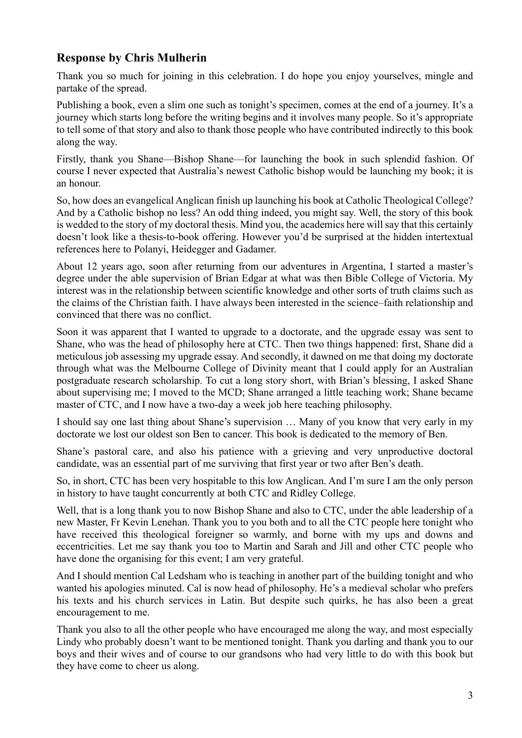## Response by Chris Mulherin

Thank you so much for joining in this celebration. I do hope you enjoy yourselves, mingle and partake of the spread.

Publishing a book, even a slim one such as tonight's specimen, comes at the end of a journey. It's a journey which starts long before the writing begins and it involves many people. So it's appropriate to tell some of that story and also to thank those people who have contributed indirectly to this book along the way.

Firstly, thank you Shane—Bishop Shane—for launching the book in such splendid fashion. Of course I never expected that Australia's newest Catholic bishop would be launching my book; it is an honour.

So, how does an evangelical Anglican finish up launching his book at Catholic Theological College? And by a Catholic bishop no less? An odd thing indeed, you might say. Well, the story of this book is wedded to the story of my doctoral thesis. Mind you, the academics here will say that this certainly doesn't look like a thesis-to-book offering. However you'd be surprised at the hidden intertextual references here to Polanyi, Heidegger and Gadamer.

About 12 years ago, soon after returning from our adventures in Argentina, I started a master's degree under the able supervision of Brian Edgar at what was then Bible College of Victoria. My interest was in the relationship between scientific knowledge and other sorts of truth claims such as the claims of the Christian faith. I have always been interested in the science–faith relationship and convinced that there was no conflict.

Soon it was apparent that I wanted to upgrade to a doctorate, and the upgrade essay was sent to Shane, who was the head of philosophy here at CTC. Then two things happened: first, Shane did a meticulous job assessing my upgrade essay. And secondly, it dawned on me that doing my doctorate through what was the Melbourne College of Divinity meant that I could apply for an Australian postgraduate research scholarship. To cut a long story short, with Brian's blessing, I asked Shane about supervising me; I moved to the MCD; Shane arranged a little teaching work; Shane became master of CTC, and I now have a two-day a week job here teaching philosophy.

I should say one last thing about Shane's supervision … Many of you know that very early in my doctorate we lost our oldest son Ben to cancer. This book is dedicated to the memory of Ben.

Shane's pastoral care, and also his patience with a grieving and very unproductive doctoral candidate, was an essential part of me surviving that first year or two after Ben's death.

So, in short, CTC has been very hospitable to this low Anglican. And I'm sure I am the only person in history to have taught concurrently at both CTC and Ridley College.

Well, that is a long thank you to now Bishop Shane and also to CTC, under the able leadership of a new Master, Fr Kevin Lenehan. Thank you to you both and to all the CTC people here tonight who have received this theological foreigner so warmly, and borne with my ups and downs and eccentricities. Let me say thank you too to Martin and Sarah and Jill and other CTC people who have done the organising for this event; I am very grateful.

And I should mention Cal Ledsham who is teaching in another part of the building tonight and who wanted his apologies minuted. Cal is now head of philosophy. He's a medieval scholar who prefers his texts and his church services in Latin. But despite such quirks, he has also been a great encouragement to me.

Thank you also to all the other people who have encouraged me along the way, and most especially Lindy who probably doesn't want to be mentioned tonight. Thank you darling and thank you to our boys and their wives and of course to our grandsons who had very little to do with this book but they have come to cheer us along.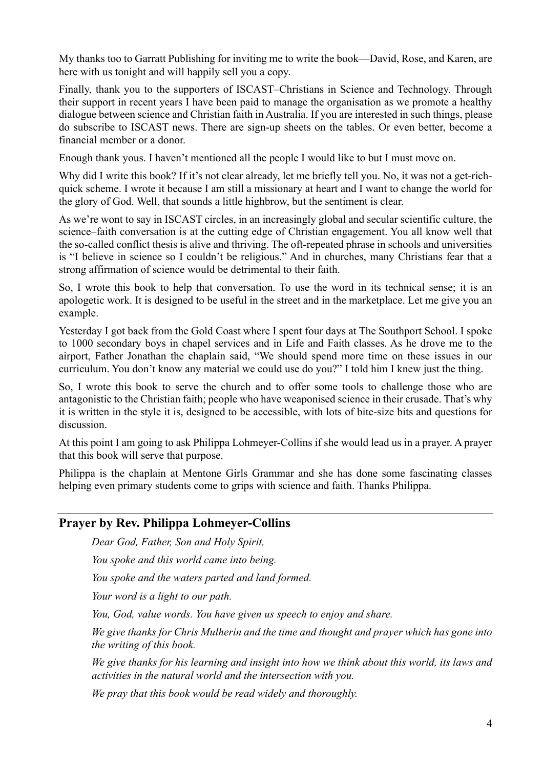My thanks too to Garratt Publishing for inviting me to write the book—David, Rose, and Karen, are here with us tonight and will happily sell you a copy.

Finally, thank you to the supporters of ISCAST–Christians in Science and Technology. Through their support in recent years I have been paid to manage the organisation as we promote a healthy dialogue between science and Christian faith in Australia. If you are interested in such things, please do subscribe to ISCAST news. There are sign-up sheets on the tables. Or even better, become a financial member or a donor.

Enough thank yous. I haven't mentioned all the people I would like to but I must move on.

Why did I write this book? If it's not clear already, let me briefly tell you. No, it was not a get-rich-quick scheme. I wrote it because I am still a missionary at heart and I want to change the world for the glory of God. Well, that sounds a little highbrow, but the sentiment is clear.

As we're wont to say in ISCAST circles, in an increasingly global and secular scientific culture, the science–faith conversation is at the cutting edge of Christian engagement. You all know well that the so-called conflict thesis is alive and thriving. The oft-repeated phrase in schools and universities is "I believe in science so I couldn't be religious." And in churches, many Christians fear that a strong affirmation of science would be detrimental to their faith.

So, I wrote this book to help that conversation. To use the word in its technical sense; it is an apologetic work. It is designed to be useful in the street and in the marketplace. Let me give you an example.

Yesterday I got back from the Gold Coast where I spent four days at The Southport School. I spoke to 1000 secondary boys in chapel services and in Life and Faith classes. As he drove me to the airport, Father Jonathan the chaplain said, "We should spend more time on these issues in our curriculum. You don't know any material we could use do you?" I told him I knew just the thing.

So, I wrote this book to serve the church and to offer some tools to challenge those who are antagonistic to the Christian faith; people who have weaponised science in their crusade. That's why it is written in the style it is, designed to be accessible, with lots of bite-size bits and questions for discussion.

At this point I am going to ask Philippa Lohmeyer-Collins if she would lead us in a prayer. A prayer that this book will serve that purpose.

Philippa is the chaplain at Mentone Girls Grammar and she has done some fascinating classes helping even primary students come to grips with science and faith. Thanks Philippa.

---

## Prayer by Rev. Philippa Lohmeyer-Collins

*Dear God, Father, Son and Holy Spirit,*

*You spoke and this world came into being.*

*You spoke and the waters parted and land formed.*

*Your word is a light to our path.*

*You, God, value words. You have given us speech to enjoy and share.*

*We give thanks for Chris Mulherin and the time and thought and prayer which has gone into the writing of this book.*

*We give thanks for his learning and insight into how we think about this world, its laws and activities in the natural world and the intersection with you.*

*We pray that this book would be read widely and thoroughly.*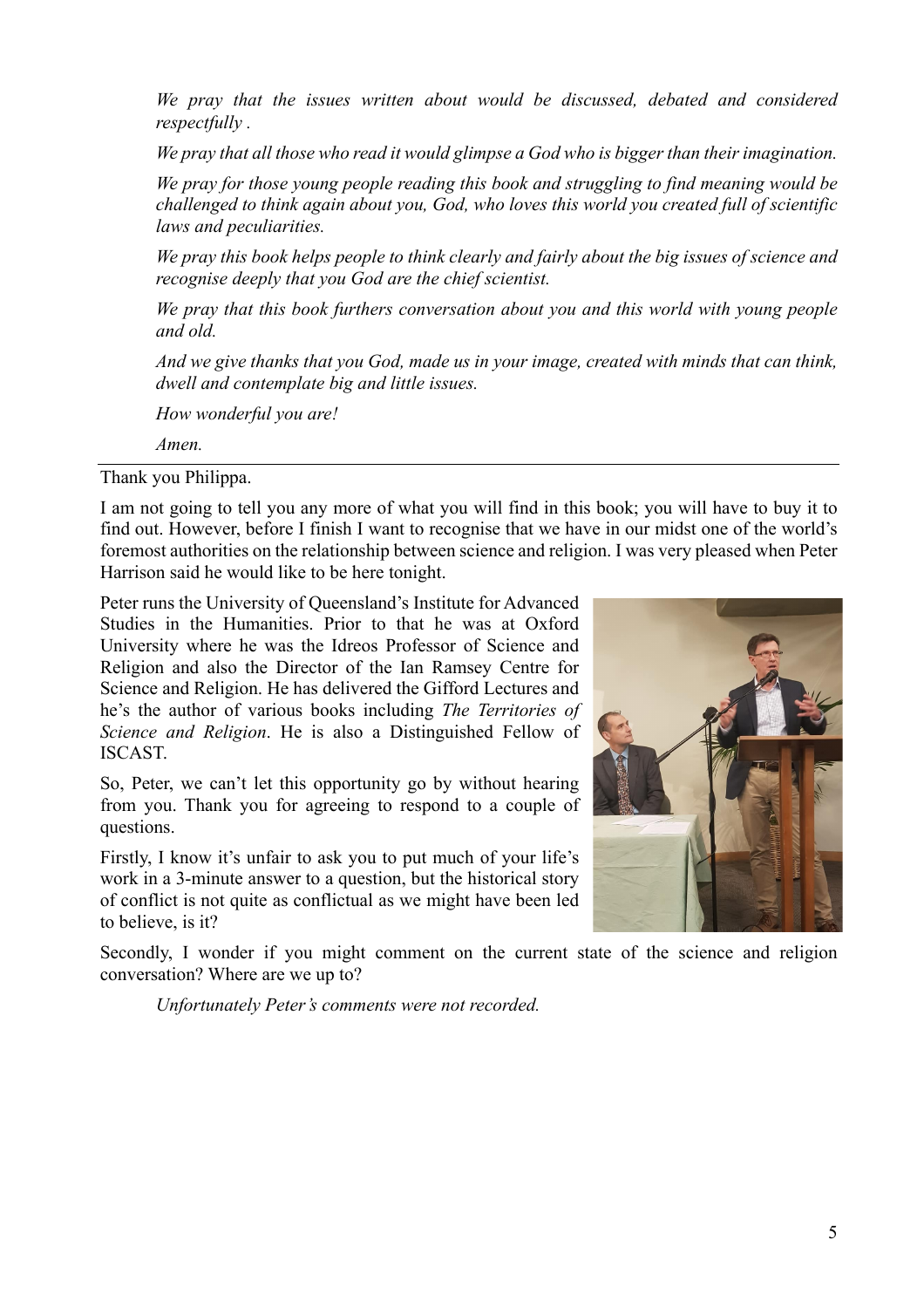*We pray that the issues written about would be discussed, debated and considered respectfully .*

*We pray that all those who read it would glimpse a God who is bigger than their imagination.*

*We pray for those young people reading this book and struggling to find meaning would be challenged to think again about you, God, who loves this world you created full of scientific laws and peculiarities.*

*We pray this book helps people to think clearly and fairly about the big issues of science and recognise deeply that you God are the chief scientist.*

*We pray that this book furthers conversation about you and this world with young people and old.*

*And we give thanks that you God, made us in your image, created with minds that can think, dwell and contemplate big and little issues.*

*How wonderful you are!*

*Amen.*

---

Thank you Philippa.

I am not going to tell you any more of what you will find in this book; you will have to buy it to find out. However, before I finish I want to recognise that we have in our midst one of the world's foremost authorities on the relationship between science and religion. I was very pleased when Peter Harrison said he would like to be here tonight.

Peter runs the University of Queensland's Institute for Advanced Studies in the Humanities. Prior to that he was at Oxford University where he was the Idreos Professor of Science and Religion and also the Director of the Ian Ramsey Centre for Science and Religion. He has delivered the Gifford Lectures and he's the author of various books including *The Territories of Science and Religion*. He is also a Distinguished Fellow of ISCAST.

So, Peter, we can't let this opportunity go by without hearing from you. Thank you for agreeing to respond to a couple of questions.

Firstly, I know it's unfair to ask you to put much of your life's work in a 3-minute answer to a question, but the historical story of conflict is not quite as conflictual as we might have been led to believe, is it?

Secondly, I wonder if you might comment on the current state of the science and religion conversation? Where are we up to?

*Unfortunately Peter's comments were not recorded.*